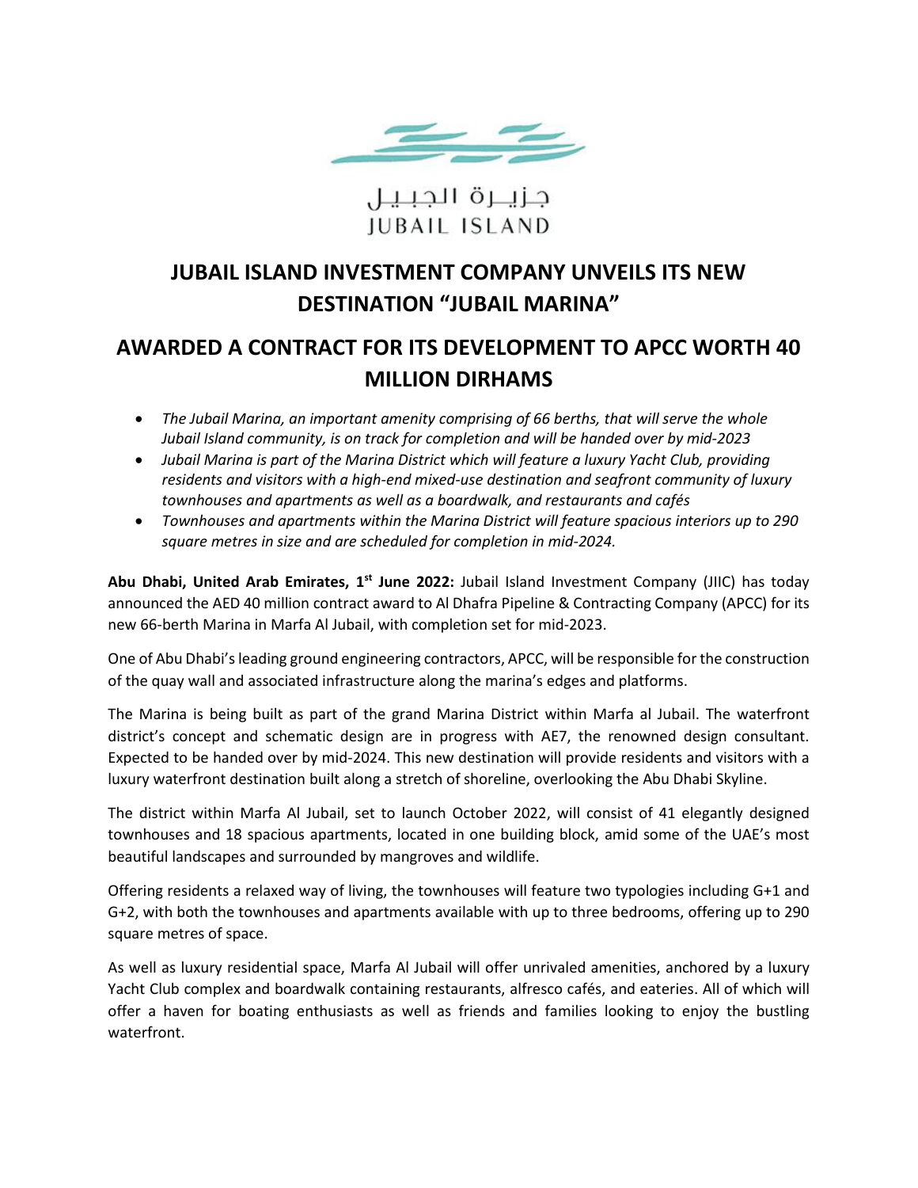جـزيـرة الجـبـيـل
JUBAIL ISLAND

# JUBAIL ISLAND INVESTMENT COMPANY UNVEILS ITS NEW DESTINATION "JUBAIL MARINA"

# AWARDED A CONTRACT FOR ITS DEVELOPMENT TO APCC WORTH 40 MILLION DIRHAMS

- *The Jubail Marina, an important amenity comprising of 66 berths, that will serve the whole Jubail Island community, is on track for completion and will be handed over by mid-2023*
- *Jubail Marina is part of the Marina District which will feature a luxury Yacht Club, providing residents and visitors with a high-end mixed-use destination and seafront community of luxury townhouses and apartments as well as a boardwalk, and restaurants and cafés*
- *Townhouses and apartments within the Marina District will feature spacious interiors up to 290 square metres in size and are scheduled for completion in mid-2024.*

**Abu Dhabi, United Arab Emirates, 1st June 2022:** Jubail Island Investment Company (JIIC) has today announced the AED 40 million contract award to Al Dhafra Pipeline & Contracting Company (APCC) for its new 66-berth Marina in Marfa Al Jubail, with completion set for mid-2023.

One of Abu Dhabi's leading ground engineering contractors, APCC, will be responsible for the construction of the quay wall and associated infrastructure along the marina's edges and platforms.

The Marina is being built as part of the grand Marina District within Marfa al Jubail. The waterfront district's concept and schematic design are in progress with AE7, the renowned design consultant. Expected to be handed over by mid-2024. This new destination will provide residents and visitors with a luxury waterfront destination built along a stretch of shoreline, overlooking the Abu Dhabi Skyline.

The district within Marfa Al Jubail, set to launch October 2022, will consist of 41 elegantly designed townhouses and 18 spacious apartments, located in one building block, amid some of the UAE's most beautiful landscapes and surrounded by mangroves and wildlife.

Offering residents a relaxed way of living, the townhouses will feature two typologies including G+1 and G+2, with both the townhouses and apartments available with up to three bedrooms, offering up to 290 square metres of space.

As well as luxury residential space, Marfa Al Jubail will offer unrivaled amenities, anchored by a luxury Yacht Club complex and boardwalk containing restaurants, alfresco cafés, and eateries. All of which will offer a haven for boating enthusiasts as well as friends and families looking to enjoy the bustling waterfront.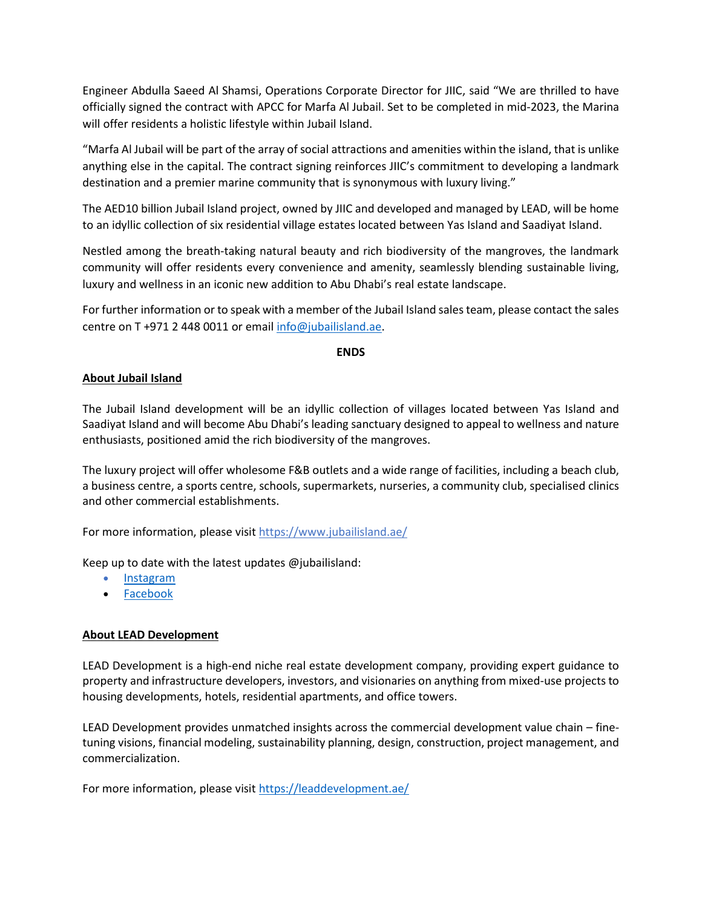Engineer Abdulla Saeed Al Shamsi, Operations Corporate Director for JIIC, said "We are thrilled to have officially signed the contract with APCC for Marfa Al Jubail. Set to be completed in mid-2023, the Marina will offer residents a holistic lifestyle within Jubail Island.

"Marfa Al Jubail will be part of the array of social attractions and amenities within the island, that is unlike anything else in the capital. The contract signing reinforces JIIC's commitment to developing a landmark destination and a premier marine community that is synonymous with luxury living."

The AED10 billion Jubail Island project, owned by JIIC and developed and managed by LEAD, will be home to an idyllic collection of six residential village estates located between Yas Island and Saadiyat Island.

Nestled among the breath-taking natural beauty and rich biodiversity of the mangroves, the landmark community will offer residents every convenience and amenity, seamlessly blending sustainable living, luxury and wellness in an iconic new addition to Abu Dhabi's real estate landscape.

For further information or to speak with a member of the Jubail Island sales team, please contact the sales centre on T +971 2 448 0011 or email [info@jubailisland.ae](mailto:info@jubailisland.ae).

**ENDS**

## About Jubail Island

The Jubail Island development will be an idyllic collection of villages located between Yas Island and Saadiyat Island and will become Abu Dhabi's leading sanctuary designed to appeal to wellness and nature enthusiasts, positioned amid the rich biodiversity of the mangroves.

The luxury project will offer wholesome F&B outlets and a wide range of facilities, including a beach club, a business centre, a sports centre, schools, supermarkets, nurseries, a community club, specialised clinics and other commercial establishments.

For more information, please visit [https://www.jubailisland.ae/](https://www.jubailisland.ae/)

Keep up to date with the latest updates @jubailisland:

- Instagram
- Facebook

## About LEAD Development

LEAD Development is a high-end niche real estate development company, providing expert guidance to property and infrastructure developers, investors, and visionaries on anything from mixed-use projects to housing developments, hotels, residential apartments, and office towers.

LEAD Development provides unmatched insights across the commercial development value chain – fine-tuning visions, financial modeling, sustainability planning, design, construction, project management, and commercialization.

For more information, please visit [https://leaddevelopment.ae/](https://leaddevelopment.ae/)